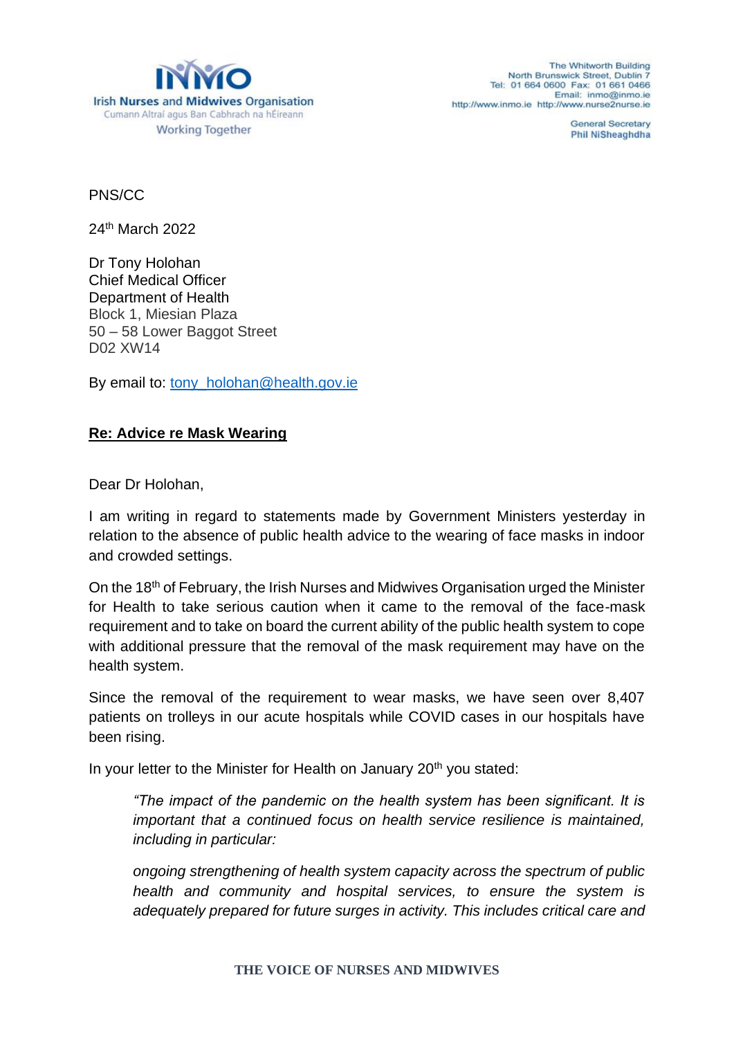Irish Nurses and Midwives Organisation
Cumann Altraí agus Ban Cabhrach na hÉireann
Working Together

The Whitworth Building
North Brunswick Street, Dublin 7
Tel: 01 664 0600 Fax: 01 661 0466
Email: inmo@inmo.ie
http://www.inmo.ie http://www.nurse2nurse.ie

General Secretary
Phil NiSheaghdha

PNS/CC

24th March 2022

Dr Tony Holohan
Chief Medical Officer
Department of Health
Block 1, Miesian Plaza
50 – 58 Lower Baggot Street
D02 XW14

By email to: tony_holohan@health.gov.ie

**Re: Advice re Mask Wearing**

Dear Dr Holohan,

I am writing in regard to statements made by Government Ministers yesterday in relation to the absence of public health advice to the wearing of face masks in indoor and crowded settings.

On the 18th of February, the Irish Nurses and Midwives Organisation urged the Minister for Health to take serious caution when it came to the removal of the face-mask requirement and to take on board the current ability of the public health system to cope with additional pressure that the removal of the mask requirement may have on the health system.

Since the removal of the requirement to wear masks, we have seen over 8,407 patients on trolleys in our acute hospitals while COVID cases in our hospitals have been rising.

In your letter to the Minister for Health on January 20th you stated:

> *"The impact of the pandemic on the health system has been significant. It is important that a continued focus on health service resilience is maintained, including in particular:*
>
> *ongoing strengthening of health system capacity across the spectrum of public health and community and hospital services, to ensure the system is adequately prepared for future surges in activity. This includes critical care and*

THE VOICE OF NURSES AND MIDWIVES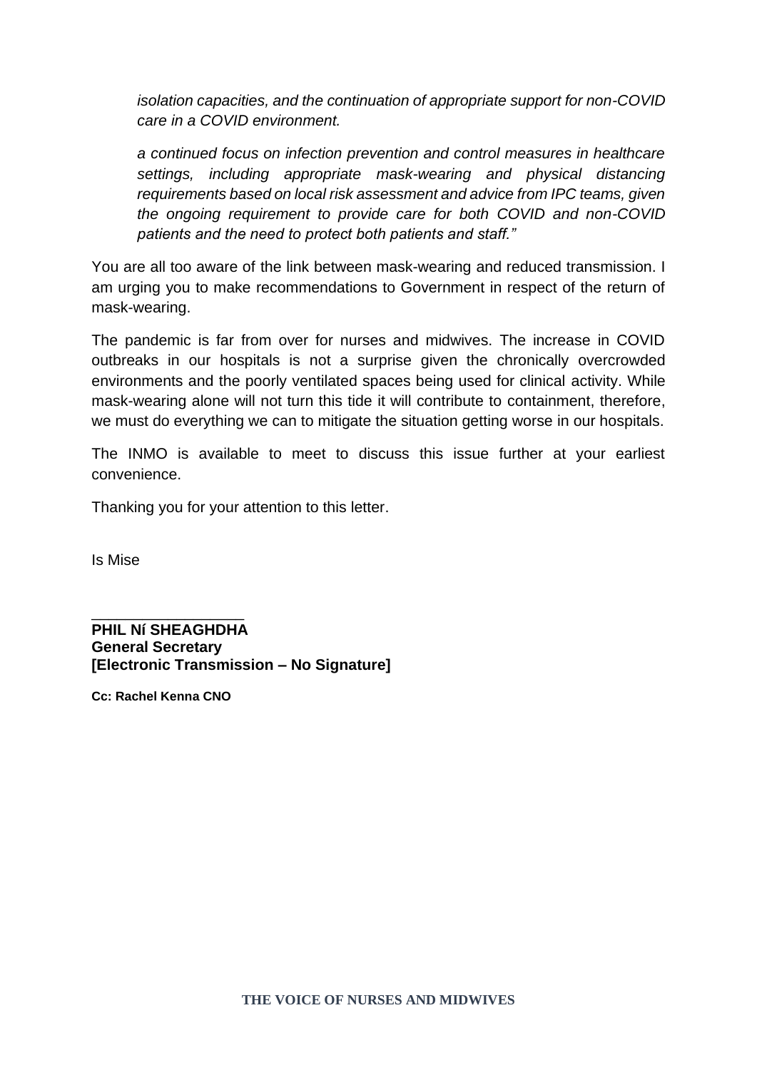*isolation capacities, and the continuation of appropriate support for non-COVID care in a COVID environment.*

*a continued focus on infection prevention and control measures in healthcare settings, including appropriate mask-wearing and physical distancing requirements based on local risk assessment and advice from IPC teams, given the ongoing requirement to provide care for both COVID and non-COVID patients and the need to protect both patients and staff."*

You are all too aware of the link between mask-wearing and reduced transmission. I am urging you to make recommendations to Government in respect of the return of mask-wearing.

The pandemic is far from over for nurses and midwives. The increase in COVID outbreaks in our hospitals is not a surprise given the chronically overcrowded environments and the poorly ventilated spaces being used for clinical activity. While mask-wearing alone will not turn this tide it will contribute to containment, therefore, we must do everything we can to mitigate the situation getting worse in our hospitals.

The INMO is available to meet to discuss this issue further at your earliest convenience.

Thanking you for your attention to this letter.

Is Mise

\_\_\_\_\_\_\_\_\_\_\_\_\_\_\_\_\_\_
**PHIL Ní SHEAGHDHA**
**General Secretary**
**[Electronic Transmission – No Signature]**

**Cc: Rachel Kenna CNO**

**THE VOICE OF NURSES AND MIDWIVES**